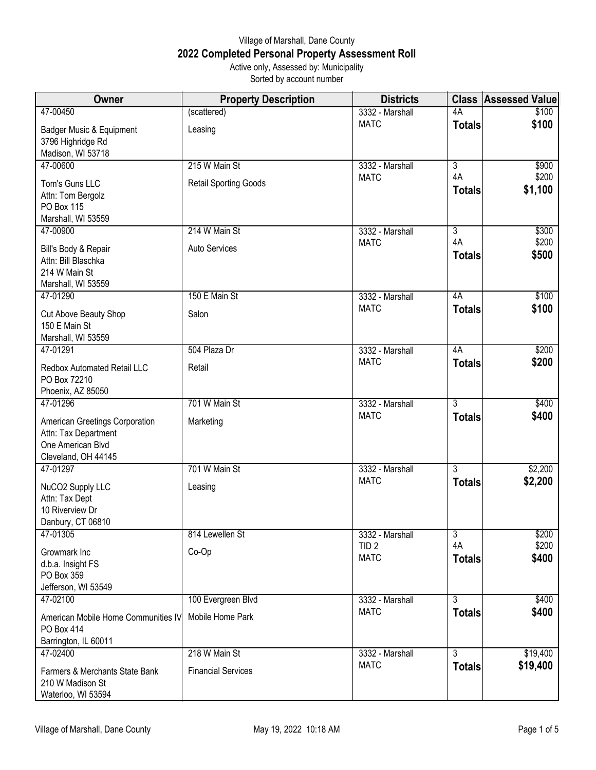Village of Marshall, Dane County

# 2022 Completed Personal Property Assessment Roll

Active only, Assessed by: Municipality

Sorted by account number

| Owner | Property Description | Districts | Class | Assessed Value |
|---|---|---|---|---|
| 47-00450<br>Badger Music & Equipment<br>3796 Highridge Rd<br>Madison, WI 53718 | (scattered)<br>Leasing | 3332 - Marshall<br>MATC | 4A<br>**Totals** | $100<br>**$100** |
| 47-00600<br>Tom's Guns LLC<br>Attn: Tom Bergolz<br>PO Box 115<br>Marshall, WI 53559 | 215 W Main St<br>Retail Sporting Goods | 3332 - Marshall<br>MATC | 3<br>4A<br>**Totals** | $900<br>$200<br>**$1,100** |
| 47-00900<br>Bill's Body & Repair<br>Attn: Bill Blaschka<br>214 W Main St<br>Marshall, WI 53559 | 214 W Main St<br>Auto Services | 3332 - Marshall<br>MATC | 3<br>4A<br>**Totals** | $300<br>$200<br>**$500** |
| 47-01290<br>Cut Above Beauty Shop<br>150 E Main St<br>Marshall, WI 53559 | 150 E Main St<br>Salon | 3332 - Marshall<br>MATC | 4A<br>**Totals** | $100<br>**$100** |
| 47-01291<br>Redbox Automated Retail LLC<br>PO Box 72210<br>Phoenix, AZ 85050 | 504 Plaza Dr<br>Retail | 3332 - Marshall<br>MATC | 4A<br>**Totals** | $200<br>**$200** |
| 47-01296<br>American Greetings Corporation<br>Attn: Tax Department<br>One American Blvd<br>Cleveland, OH 44145 | 701 W Main St<br>Marketing | 3332 - Marshall<br>MATC | 3<br>**Totals** | $400<br>**$400** |
| 47-01297<br>NuCO2 Supply LLC<br>Attn: Tax Dept<br>10 Riverview Dr<br>Danbury, CT 06810 | 701 W Main St<br>Leasing | 3332 - Marshall<br>MATC | 3<br>**Totals** | $2,200<br>**$2,200** |
| 47-01305<br>Growmark Inc<br>d.b.a. Insight FS<br>PO Box 359<br>Jefferson, WI 53549 | 814 Lewellen St<br>Co-Op | 3332 - Marshall<br>TID 2<br>MATC | 3<br>4A<br>**Totals** | $200<br>$200<br>**$400** |
| 47-02100<br>American Mobile Home Communities IV<br>PO Box 414<br>Barrington, IL 60011 | 100 Evergreen Blvd<br>Mobile Home Park | 3332 - Marshall<br>MATC | 3<br>**Totals** | $400<br>**$400** |
| 47-02400<br>Farmers & Merchants State Bank<br>210 W Madison St<br>Waterloo, WI 53594 | 218 W Main St<br>Financial Services | 3332 - Marshall<br>MATC | 3<br>**Totals** | $19,400<br>**$19,400** |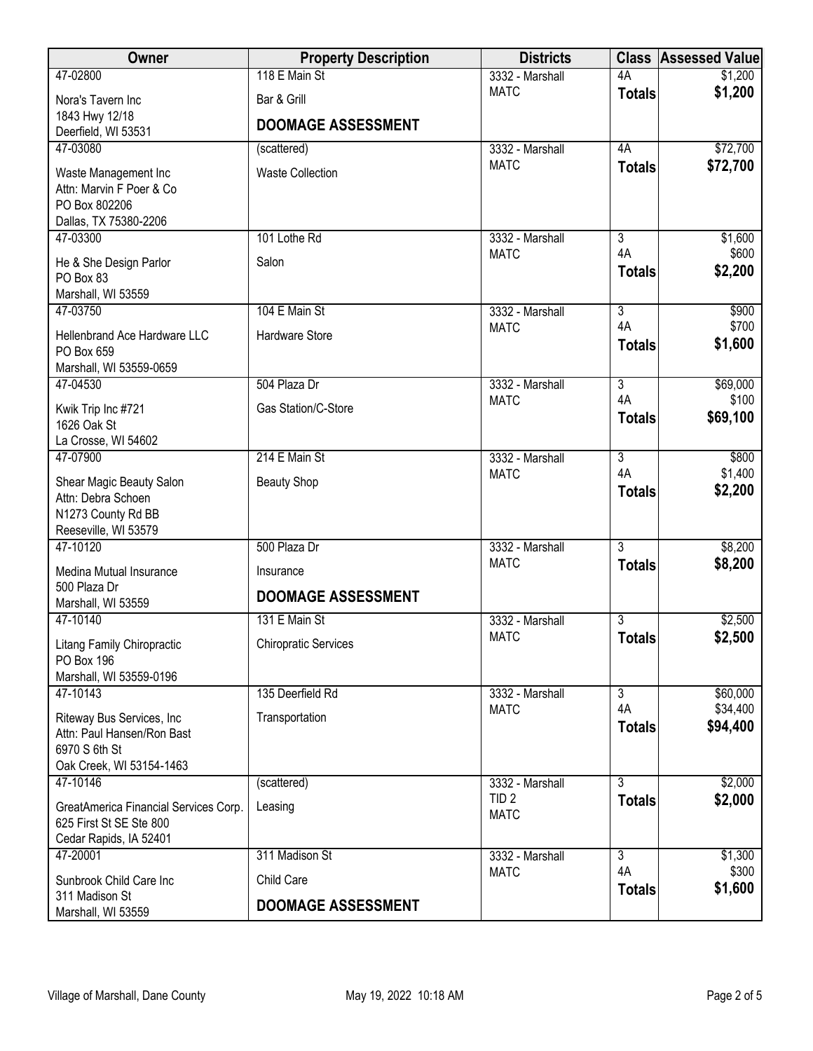| Owner | Property Description | Districts | Class | Assessed Value |
|---|---|---|---|---|
| 47-02800<br>Nora's Tavern Inc<br>1843 Hwy 12/18<br>Deerfield, WI 53531 | 118 E Main St<br>Bar & Grill<br>**DOOMAGE ASSESSMENT** | 3332 - Marshall<br>MATC | 4A<br>**Totals** | $1,200<br>**$1,200** |
| 47-03080<br>Waste Management Inc<br>Attn: Marvin F Poer & Co<br>PO Box 802206<br>Dallas, TX 75380-2206 | (scattered)<br>Waste Collection | 3332 - Marshall<br>MATC | 4A<br>**Totals** | $72,700<br>**$72,700** |
| 47-03300<br>He & She Design Parlor<br>PO Box 83<br>Marshall, WI 53559 | 101 Lothe Rd<br>Salon | 3332 - Marshall<br>MATC | 3<br>4A<br>**Totals** | $1,600<br>$600<br>**$2,200** |
| 47-03750<br>Hellenbrand Ace Hardware LLC<br>PO Box 659<br>Marshall, WI 53559-0659 | 104 E Main St<br>Hardware Store | 3332 - Marshall<br>MATC | 3<br>4A<br>**Totals** | $900<br>$700<br>**$1,600** |
| 47-04530<br>Kwik Trip Inc #721<br>1626 Oak St<br>La Crosse, WI 54602 | 504 Plaza Dr<br>Gas Station/C-Store | 3332 - Marshall<br>MATC | 3<br>4A<br>**Totals** | $69,000<br>$100<br>**$69,100** |
| 47-07900<br>Shear Magic Beauty Salon<br>Attn: Debra Schoen<br>N1273 County Rd BB<br>Reeseville, WI 53579 | 214 E Main St<br>Beauty Shop | 3332 - Marshall<br>MATC | 3<br>4A<br>**Totals** | $800<br>$1,400<br>**$2,200** |
| 47-10120<br>Medina Mutual Insurance<br>500 Plaza Dr<br>Marshall, WI 53559 | 500 Plaza Dr<br>Insurance<br>**DOOMAGE ASSESSMENT** | 3332 - Marshall<br>MATC | 3<br>**Totals** | $8,200<br>**$8,200** |
| 47-10140<br>Litang Family Chiropractic<br>PO Box 196<br>Marshall, WI 53559-0196 | 131 E Main St<br>Chiropratic Services | 3332 - Marshall<br>MATC | 3<br>**Totals** | $2,500<br>**$2,500** |
| 47-10143<br>Riteway Bus Services, Inc<br>Attn: Paul Hansen/Ron Bast<br>6970 S 6th St<br>Oak Creek, WI 53154-1463 | 135 Deerfield Rd<br>Transportation | 3332 - Marshall<br>MATC | 3<br>4A<br>**Totals** | $60,000<br>$34,400<br>**$94,400** |
| 47-10146<br>GreatAmerica Financial Services Corp.<br>625 First St SE Ste 800<br>Cedar Rapids, IA 52401 | (scattered)<br>Leasing | 3332 - Marshall<br>TID 2<br>MATC | 3<br>**Totals** | $2,000<br>**$2,000** |
| 47-20001<br>Sunbrook Child Care Inc<br>311 Madison St<br>Marshall, WI 53559 | 311 Madison St<br>Child Care<br>**DOOMAGE ASSESSMENT** | 3332 - Marshall<br>MATC | 3<br>4A<br>**Totals** | $1,300<br>$300<br>**$1,600** |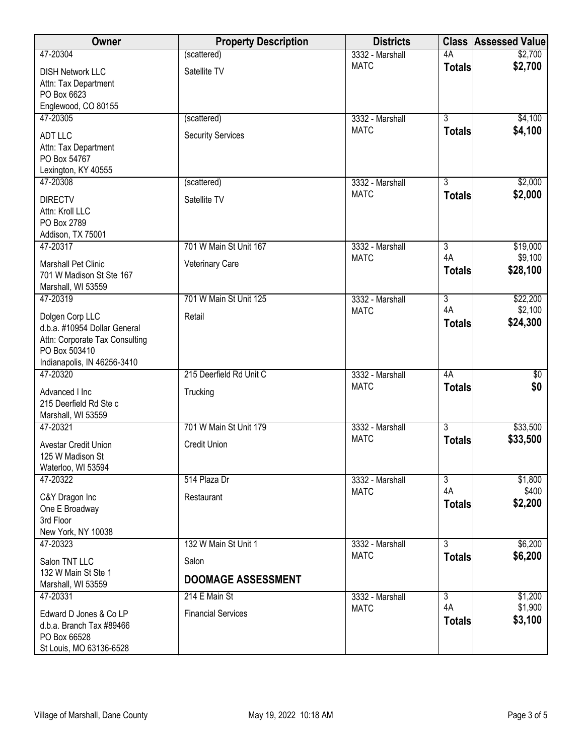| Owner | Property Description | Districts | Class | Assessed Value |
|---|---|---|---|---|
| 47-20304<br>DISH Network LLC<br>Attn: Tax Department<br>PO Box 6623<br>Englewood, CO 80155 | (scattered)<br>Satellite TV | 3332 - Marshall<br>MATC | 4A<br>**Totals** | $2,700<br>**$2,700** |
| 47-20305<br>ADT LLC<br>Attn: Tax Department<br>PO Box 54767<br>Lexington, KY 40555 | (scattered)<br>Security Services | 3332 - Marshall<br>MATC | 3<br>**Totals** | $4,100<br>**$4,100** |
| 47-20308<br>DIRECTV<br>Attn: Kroll LLC<br>PO Box 2789<br>Addison, TX 75001 | (scattered)<br>Satellite TV | 3332 - Marshall<br>MATC | 3<br>**Totals** | $2,000<br>**$2,000** |
| 47-20317<br>Marshall Pet Clinic<br>701 W Madison St Ste 167<br>Marshall, WI 53559 | 701 W Main St Unit 167<br>Veterinary Care | 3332 - Marshall<br>MATC | 3<br>4A<br>**Totals** | $19,000<br>$9,100<br>**$28,100** |
| 47-20319<br>Dolgen Corp LLC<br>d.b.a. #10954 Dollar General<br>Attn: Corporate Tax Consulting<br>PO Box 503410<br>Indianapolis, IN 46256-3410 | 701 W Main St Unit 125<br>Retail | 3332 - Marshall<br>MATC | 3<br>4A<br>**Totals** | $22,200<br>$2,100<br>**$24,300** |
| 47-20320<br>Advanced I Inc<br>215 Deerfield Rd Ste c<br>Marshall, WI 53559 | 215 Deerfield Rd Unit C<br>Trucking | 3332 - Marshall<br>MATC | 4A<br>**Totals** | $0<br>**$0** |
| 47-20321<br>Avestar Credit Union<br>125 W Madison St<br>Waterloo, WI 53594 | 701 W Main St Unit 179<br>Credit Union | 3332 - Marshall<br>MATC | 3<br>**Totals** | $33,500<br>**$33,500** |
| 47-20322<br>C&Y Dragon Inc<br>One E Broadway<br>3rd Floor<br>New York, NY 10038 | 514 Plaza Dr<br>Restaurant | 3332 - Marshall<br>MATC | 3<br>4A<br>**Totals** | $1,800<br>$400<br>**$2,200** |
| 47-20323<br>Salon TNT LLC<br>132 W Main St Ste 1<br>Marshall, WI 53559 | 132 W Main St Unit 1<br>Salon<br>**DOOMAGE ASSESSMENT** | 3332 - Marshall<br>MATC | 3<br>**Totals** | $6,200<br>**$6,200** |
| 47-20331<br>Edward D Jones & Co LP<br>d.b.a. Branch Tax #89466<br>PO Box 66528<br>St Louis, MO 63136-6528 | 214 E Main St<br>Financial Services | 3332 - Marshall<br>MATC | 3<br>4A<br>**Totals** | $1,200<br>$1,900<br>**$3,100** |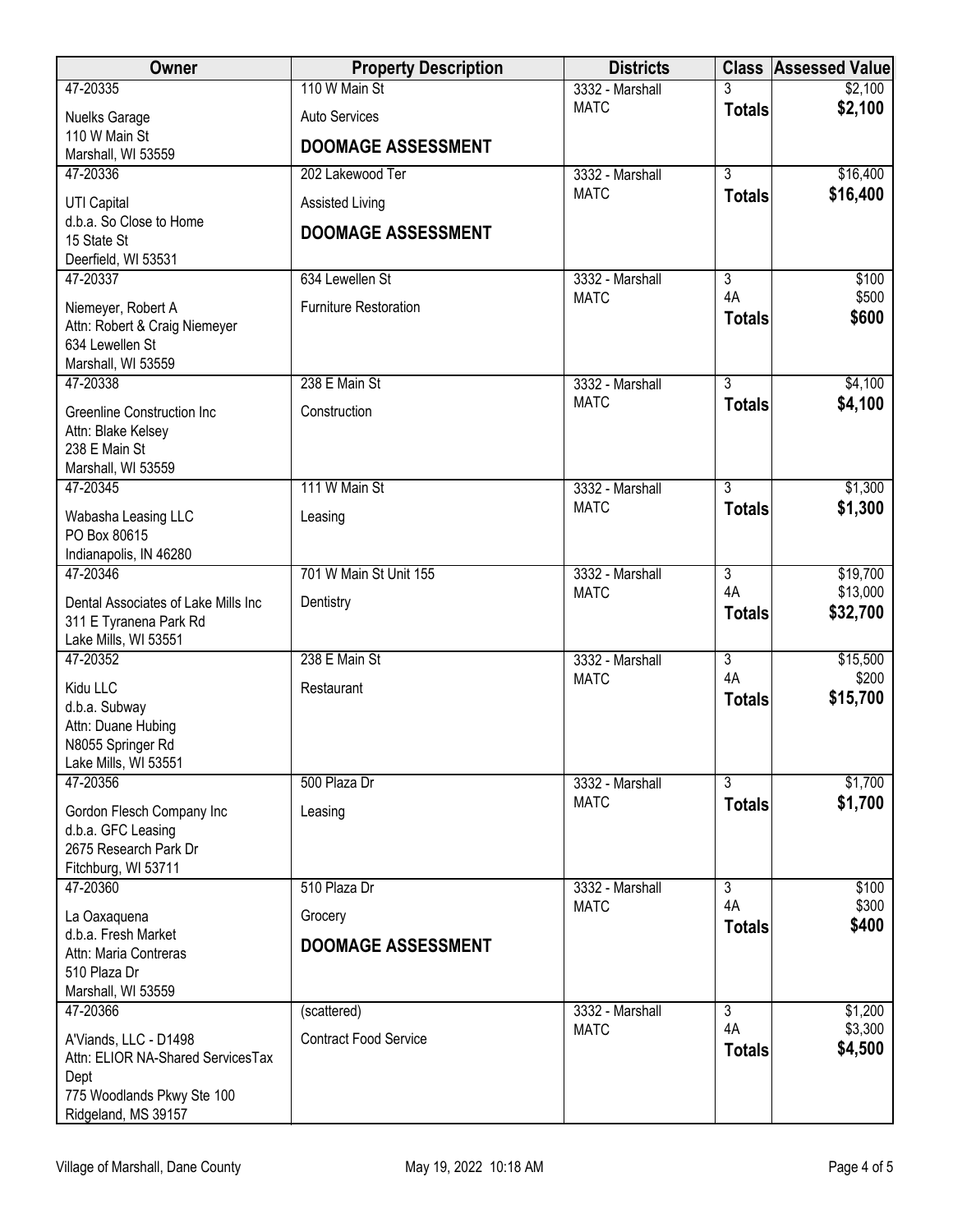| Owner | Property Description | Districts | Class | Assessed Value |
|---|---|---|---|---|
| 47-20335<br>Nuelks Garage<br>110 W Main St<br>Marshall, WI 53559 | 110 W Main St<br>Auto Services<br>**DOOMAGE ASSESSMENT** | 3332 - Marshall<br>MATC | 3<br>**Totals** | $2,100<br>**$2,100** |
| 47-20336<br>UTI Capital<br>d.b.a. So Close to Home<br>15 State St<br>Deerfield, WI 53531 | 202 Lakewood Ter<br>Assisted Living<br>**DOOMAGE ASSESSMENT** | 3332 - Marshall<br>MATC | 3<br>**Totals** | $16,400<br>**$16,400** |
| 47-20337<br>Niemeyer, Robert A<br>Attn: Robert & Craig Niemeyer<br>634 Lewellen St<br>Marshall, WI 53559 | 634 Lewellen St<br>Furniture Restoration | 3332 - Marshall<br>MATC | 3<br>4A<br>**Totals** | $100<br>$500<br>**$600** |
| 47-20338<br>Greenline Construction Inc<br>Attn: Blake Kelsey<br>238 E Main St<br>Marshall, WI 53559 | 238 E Main St<br>Construction | 3332 - Marshall<br>MATC | 3<br>**Totals** | $4,100<br>**$4,100** |
| 47-20345<br>Wabasha Leasing LLC<br>PO Box 80615<br>Indianapolis, IN 46280 | 111 W Main St<br>Leasing | 3332 - Marshall<br>MATC | 3<br>**Totals** | $1,300<br>**$1,300** |
| 47-20346<br>Dental Associates of Lake Mills Inc<br>311 E Tyranena Park Rd<br>Lake Mills, WI 53551 | 701 W Main St Unit 155<br>Dentistry | 3332 - Marshall<br>MATC | 3<br>4A<br>**Totals** | $19,700<br>$13,000<br>**$32,700** |
| 47-20352<br>Kidu LLC<br>d.b.a. Subway<br>Attn: Duane Hubing<br>N8055 Springer Rd<br>Lake Mills, WI 53551 | 238 E Main St<br>Restaurant | 3332 - Marshall<br>MATC | 3<br>4A<br>**Totals** | $15,500<br>$200<br>**$15,700** |
| 47-20356<br>Gordon Flesch Company Inc<br>d.b.a. GFC Leasing<br>2675 Research Park Dr<br>Fitchburg, WI 53711 | 500 Plaza Dr<br>Leasing | 3332 - Marshall<br>MATC | 3<br>**Totals** | $1,700<br>**$1,700** |
| 47-20360<br>La Oaxaquena<br>d.b.a. Fresh Market<br>Attn: Maria Contreras<br>510 Plaza Dr<br>Marshall, WI 53559 | 510 Plaza Dr<br>Grocery<br>**DOOMAGE ASSESSMENT** | 3332 - Marshall<br>MATC | 3<br>4A<br>**Totals** | $100<br>$300<br>**$400** |
| 47-20366<br>A'Viands, LLC - D1498<br>Attn: ELIOR NA-Shared ServicesTax Dept<br>775 Woodlands Pkwy Ste 100<br>Ridgeland, MS 39157 | (scattered)<br>Contract Food Service | 3332 - Marshall<br>MATC | 3<br>4A<br>**Totals** | $1,200<br>$3,300<br>**$4,500** |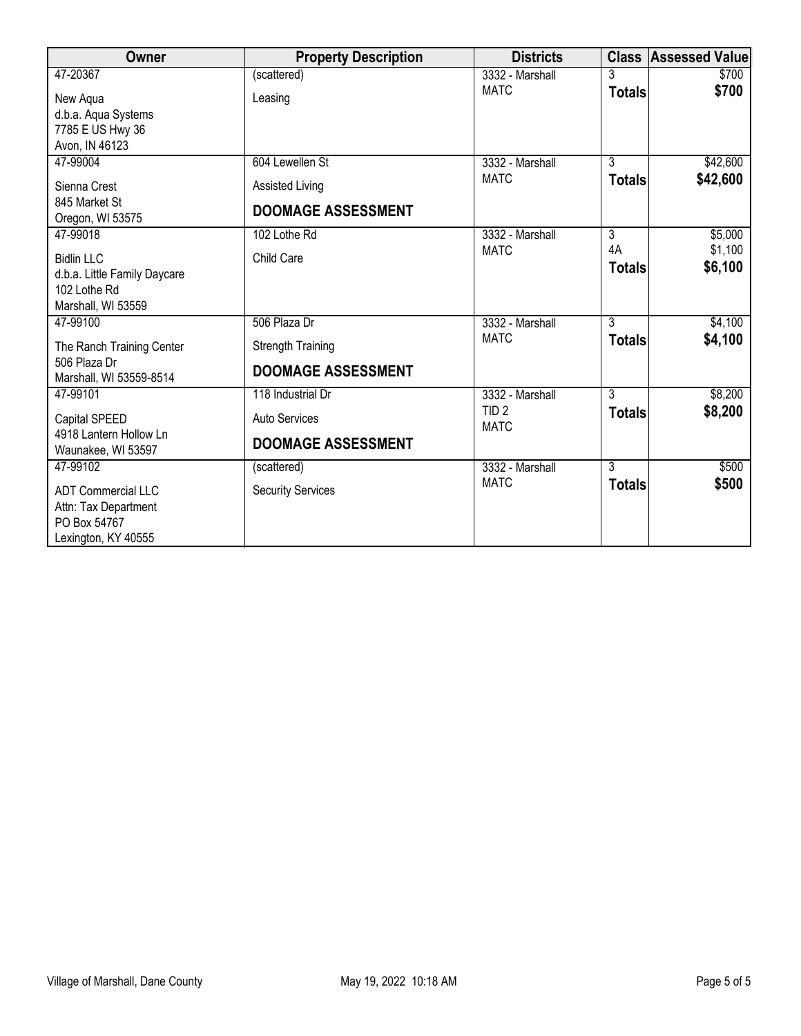| Owner | Property Description | Districts | Class | Assessed Value |
|---|---|---|---|---|
| 47-20367<br>New Aqua<br>d.b.a. Aqua Systems<br>7785 E US Hwy 36<br>Avon, IN 46123 | (scattered)<br>Leasing | 3332 - Marshall<br>MATC | 3<br>**Totals** | $700<br>**$700** |
| 47-99004<br>Sienna Crest<br>845 Market St<br>Oregon, WI 53575 | 604 Lewellen St<br>Assisted Living<br>**DOOMAGE ASSESSMENT** | 3332 - Marshall<br>MATC | 3<br>**Totals** | $42,600<br>**$42,600** |
| 47-99018<br>Bidlin LLC<br>d.b.a. Little Family Daycare<br>102 Lothe Rd<br>Marshall, WI 53559 | 102 Lothe Rd<br>Child Care | 3332 - Marshall<br>MATC | 3<br>4A<br>**Totals** | $5,000<br>$1,100<br>**$6,100** |
| 47-99100<br>The Ranch Training Center<br>506 Plaza Dr<br>Marshall, WI 53559-8514 | 506 Plaza Dr<br>Strength Training<br>**DOOMAGE ASSESSMENT** | 3332 - Marshall<br>MATC | 3<br>**Totals** | $4,100<br>**$4,100** |
| 47-99101<br>Capital SPEED<br>4918 Lantern Hollow Ln<br>Waunakee, WI 53597 | 118 Industrial Dr<br>Auto Services<br>**DOOMAGE ASSESSMENT** | 3332 - Marshall<br>TID 2<br>MATC | 3<br>**Totals** | $8,200<br>**$8,200** |
| 47-99102<br>ADT Commercial LLC<br>Attn: Tax Department<br>PO Box 54767<br>Lexington, KY 40555 | (scattered)<br>Security Services | 3332 - Marshall<br>MATC | 3<br>**Totals** | $500<br>**$500** |

Village of Marshall, Dane County

May 19, 2022 10:18 AM